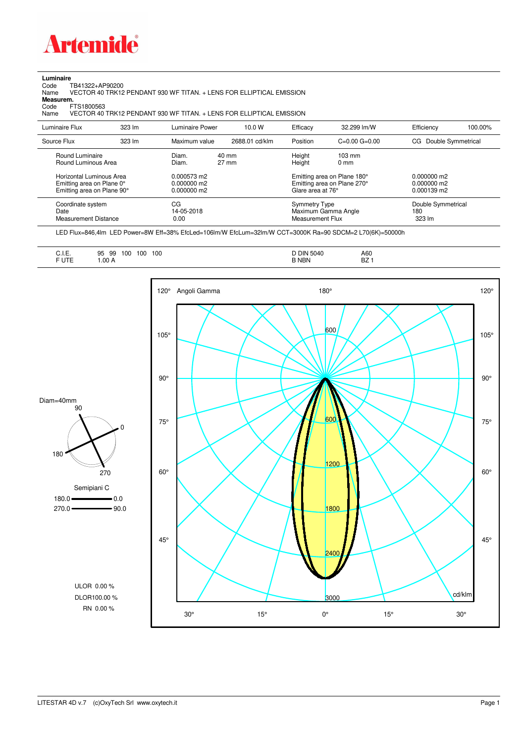# Artemide

**Luminaire**

Code TB41322+AP90200

Name VECTOR 40 TRK12 PENDANT 930 WF TITAN. + LENS FOR ELLIPTICAL EMISSION

**Measurem.**

Code FTS1800563

Name VECTOR 40 TRK12 PENDANT 930 WF TITAN. + LENS FOR ELLIPTICAL EMISSION

| Luminaire Flux | 323 lm | Luminaire Power | 10.0 W | Efficacy | 32.299 lm/W | Efficiency | 100.00% |
|---|---|---|---|---|---|---|---|
| Source Flux | 323 lm | Maximum value | 2688.01 cd/klm | Position | C=0.00 G=0.00 | CG Double Symmetrical | |

| | | | | |
|---|---|---|---|---|
| Round Luminaire | Diam. 40 mm | Height 103 mm | | |
| Round Luminous Area | Diam. 27 mm | Height 0 mm | | |
| Horizontal Luminous Area | 0.000573 m2 | Emitting area on Plane 180° | 0.000000 m2 | |
| Emitting area on Plane 0° | 0.000000 m2 | Emitting area on Plane 270° | 0.000000 m2 | |
| Emitting area on Plane 90° | 0.000000 m2 | Glare area at 76° | 0.000139 m2 | |
| Coordinate system | CG | Symmetry Type | Double Symmetrical | |
| Date | 14-05-2018 | Maximum Gamma Angle | 180 | |
| Measurement Distance | 0.00 | Measurement Flux | 323 lm | |

LED Flux=846,4lm LED Power=8W Eff=38% EfcLed=106lm/W EfcLum=32lm/W CCT=3000K Ra=90 SDCM=2 L70(6K)=50000h

| | | | |
|---|---|---|---|
| C.I.E. | 95 99 100 100 100 | D DIN 5040 | A60 |
| F UTE | 1.00 A | B NBN | BZ 1 |

Diam=40mm

Semipiani C

180.0 — 0.0

270.0 — 90.0

ULOR 0.00 %

DLOR 100.00 %

RN 0.00 %

Angoli Gamma — cd/klm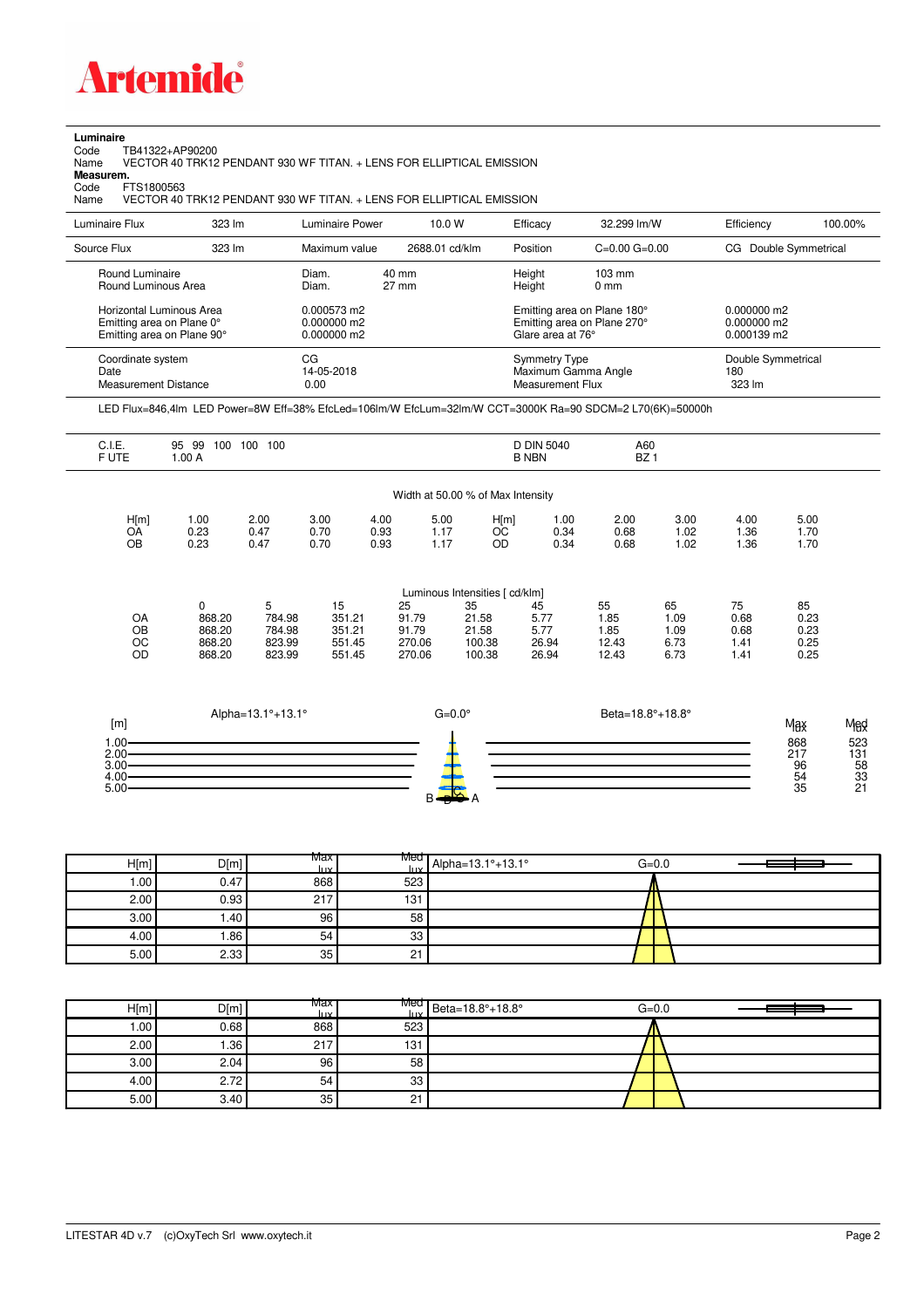# Artemide

**Luminaire**

Code TB41322+AP90200

Name VECTOR 40 TRK12 PENDANT 930 WF TITAN. + LENS FOR ELLIPTICAL EMISSION

**Measurem.**

Code FTS1800563

Name VECTOR 40 TRK12 PENDANT 930 WF TITAN. + LENS FOR ELLIPTICAL EMISSION

| | | | | | | | |
|---|---|---|---|---|---|---|---|
| Luminaire Flux | 323 lm | Luminaire Power | 10.0 W | Efficacy | 32.299 lm/W | Efficiency | 100.00% |
| Source Flux | 323 lm | Maximum value | 2688.01 cd/klm | Position | C=0.00 G=0.00 | CG | Double Symmetrical |

| | | | | | |
|---|---|---|---|---|---|
| Round Luminaire | Diam. | 40 mm | Height | 103 mm | |
| Round Luminous Area | Diam. | 27 mm | Height | 0 mm | |
| Horizontal Luminous Area | 0.000573 m2 | | Emitting area on Plane 180° | | 0.000000 m2 |
| Emitting area on Plane 0° | 0.000000 m2 | | Emitting area on Plane 270° | | 0.000000 m2 |
| Emitting area on Plane 90° | 0.000000 m2 | | Glare area at 76° | | 0.000139 m2 |

| | | | |
|---|---|---|---|
| Coordinate system | CG | Symmetry Type | Double Symmetrical |
| Date | 14-05-2018 | Maximum Gamma Angle | 180 |
| Measurement Distance | 0.00 | Measurement Flux | 323 lm |

LED Flux=846,4lm LED Power=8W Eff=38% EfcLed=106lm/W EfcLum=32lm/W CCT=3000K Ra=90 SDCM=2 L70(6K)=50000h

| | | | |
|---|---|---|---|
| C.I.E. | 95 99 100 100 100 | D DIN 5040 | A60 |
| F UTE | 1.00 A | B NBN | BZ 1 |

Width at 50.00 % of Max Intensity

| H[m] | 1.00 | 2.00 | 3.00 | 4.00 | 5.00 | H[m] | 1.00 | 2.00 | 3.00 | 4.00 | 5.00 |
|---|---|---|---|---|---|---|---|---|---|---|---|
| OA | 0.23 | 0.47 | 0.70 | 0.93 | 1.17 | OC | 0.34 | 0.68 | 1.02 | 1.36 | 1.70 |
| OB | 0.23 | 0.47 | 0.70 | 0.93 | 1.17 | OD | 0.34 | 0.68 | 1.02 | 1.36 | 1.70 |

Luminous Intensities [ cd/klm]

| | 0 | 5 | 15 | 25 | 35 | 45 | 55 | 65 | 75 | 85 |
|---|---|---|---|---|---|---|---|---|---|---|
| OA | 868.20 | 784.98 | 351.21 | 91.79 | 21.58 | 5.77 | 1.85 | 1.09 | 0.68 | 0.23 |
| OB | 868.20 | 784.98 | 351.21 | 91.79 | 21.58 | 5.77 | 1.85 | 1.09 | 0.68 | 0.23 |
| OC | 868.20 | 823.99 | 551.45 | 270.06 | 100.38 | 26.94 | 12.43 | 6.73 | 1.41 | 0.25 |
| OD | 868.20 | 823.99 | 551.45 | 270.06 | 100.38 | 26.94 | 12.43 | 6.73 | 1.41 | 0.25 |

[m]

Alpha=13.1°+13.1° G=0.0° Beta=18.8°+18.8°

1.00 2.00 3.00 4.00 5.00

B D C A

| Max lux | Med lux |
|---|---|
| 868 | 523 |
| 217 | 131 |
| 96 | 58 |
| 54 | 33 |
| 35 | 21 |

| H[m] | D[m] | Max lux | Med lux | Alpha=13.1°+13.1° | G=0.0 |
|---|---|---|---|---|---|
| 1.00 | 0.47 | 868 | 523 | | |
| 2.00 | 0.93 | 217 | 131 | | |
| 3.00 | 1.40 | 96 | 58 | | |
| 4.00 | 1.86 | 54 | 33 | | |
| 5.00 | 2.33 | 35 | 21 | | |

| H[m] | D[m] | Max lux | Med lux | Beta=18.8°+18.8° | G=0.0 |
|---|---|---|---|---|---|
| 1.00 | 0.68 | 868 | 523 | | |
| 2.00 | 1.36 | 217 | 131 | | |
| 3.00 | 2.04 | 96 | 58 | | |
| 4.00 | 2.72 | 54 | 33 | | |
| 5.00 | 3.40 | 35 | 21 | | |

LITESTAR 4D v.7 (c)OxyTech Srl www.oxytech.it